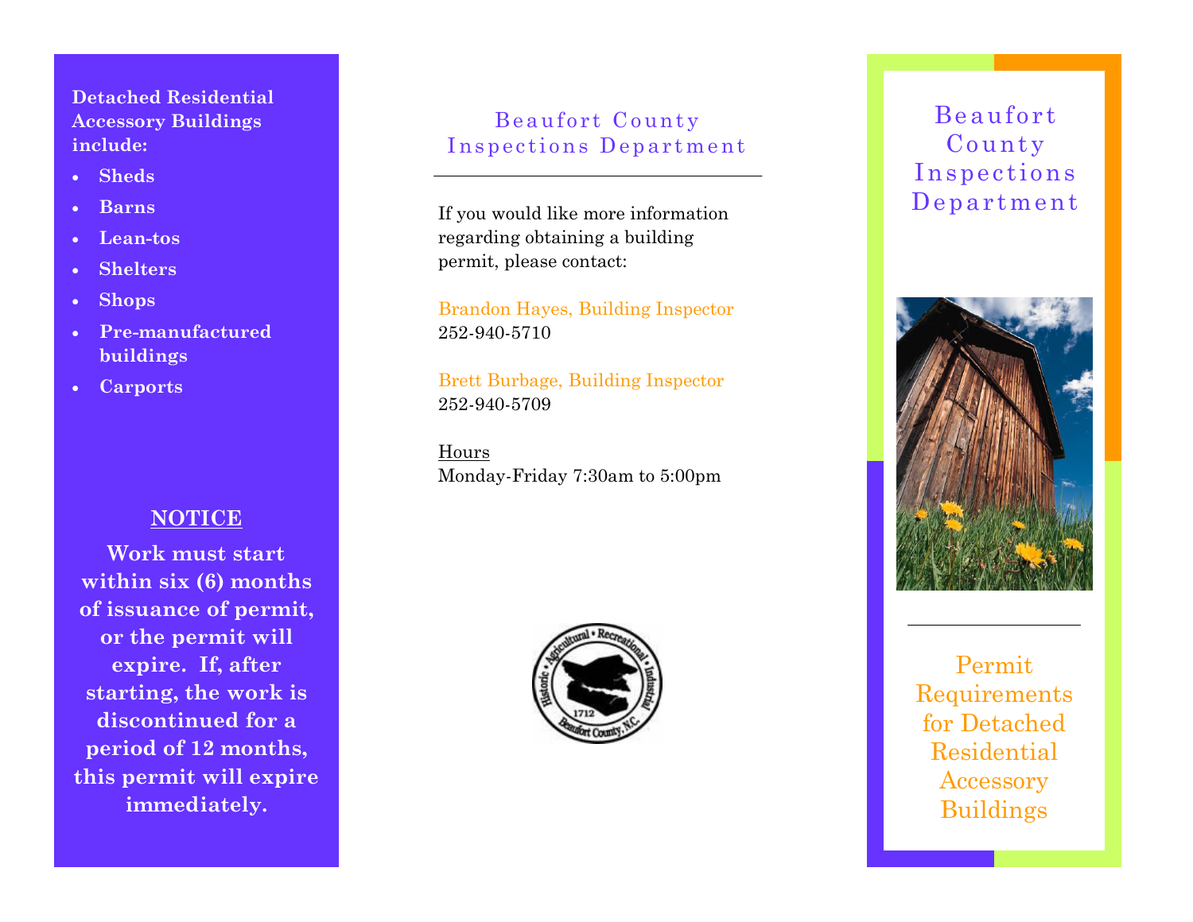**Detached Residential Accessory Buildings include:**

- **Sheds**
- **Barns**
- **Lean-tos**
- **Shelters**
- **Shops**
- **Pre-manufactured buildings**
- **Carports**

## NOTICE

**Work must start within six (6) months of issuance of permit, or the permit will expire. If, after starting, the work is discontinued for a period of 12 months, this permit will expire immediately.**

## Beaufort County Inspections Department

If you would like more information regarding obtaining a building permit, please contact:

Brandon Hayes, Building Inspector
252-940-5710

Brett Burbage, Building Inspector
252-940-5709

Hours
Monday-Friday 7:30am to 5:00pm

Historic • Agricultural • Recreational • Industrial
1712
Beaufort County, N.C.

# Beaufort County Inspections Department

## Permit Requirements for Detached Residential Accessory Buildings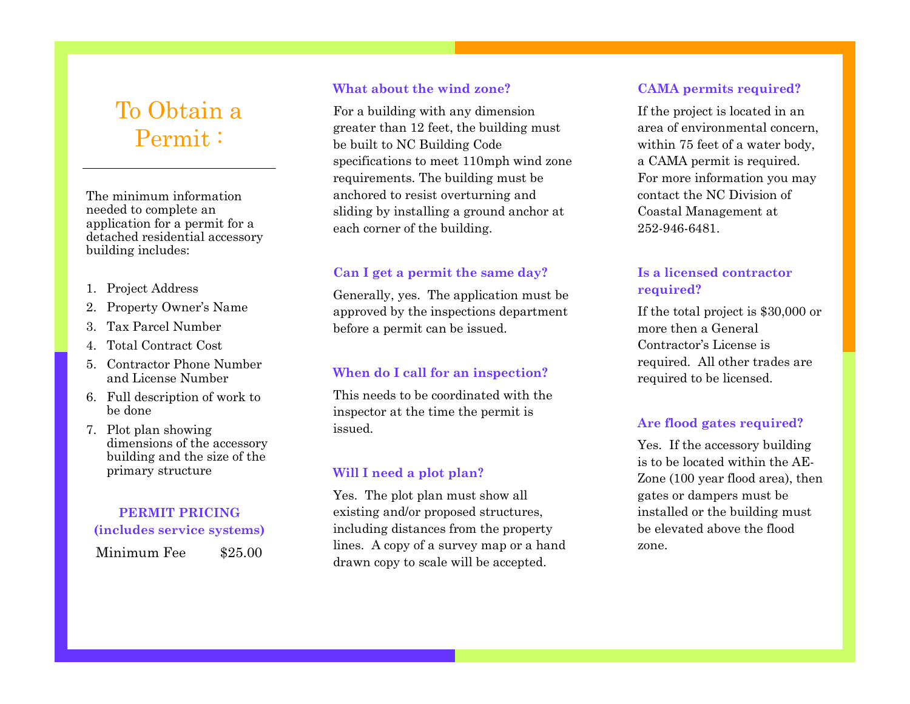# To Obtain a Permit :

The minimum information needed to complete an application for a permit for a detached residential accessory building includes:

1. Project Address
2. Property Owner's Name
3. Tax Parcel Number
4. Total Contract Cost
5. Contractor Phone Number and License Number
6. Full description of work to be done
7. Plot plan showing dimensions of the accessory building and the size of the primary structure

**PERMIT PRICING (includes service systems)**

| | |
|---|---|
| Minimum Fee | $25.00 |

### What about the wind zone?

For a building with any dimension greater than 12 feet, the building must be built to NC Building Code specifications to meet 110mph wind zone requirements. The building must be anchored to resist overturning and sliding by installing a ground anchor at each corner of the building.

### Can I get a permit the same day?

Generally, yes. The application must be approved by the inspections department before a permit can be issued.

### When do I call for an inspection?

This needs to be coordinated with the inspector at the time the permit is issued.

### Will I need a plot plan?

Yes. The plot plan must show all existing and/or proposed structures, including distances from the property lines. A copy of a survey map or a hand drawn copy to scale will be accepted.

### CAMA permits required?

If the project is located in an area of environmental concern, within 75 feet of a water body, a CAMA permit is required. For more information you may contact the NC Division of Coastal Management at 252-946-6481.

### Is a licensed contractor required?

If the total project is $30,000 or more then a General Contractor's License is required. All other trades are required to be licensed.

### Are flood gates required?

Yes. If the accessory building is to be located within the AE-Zone (100 year flood area), then gates or dampers must be installed or the building must be elevated above the flood zone.